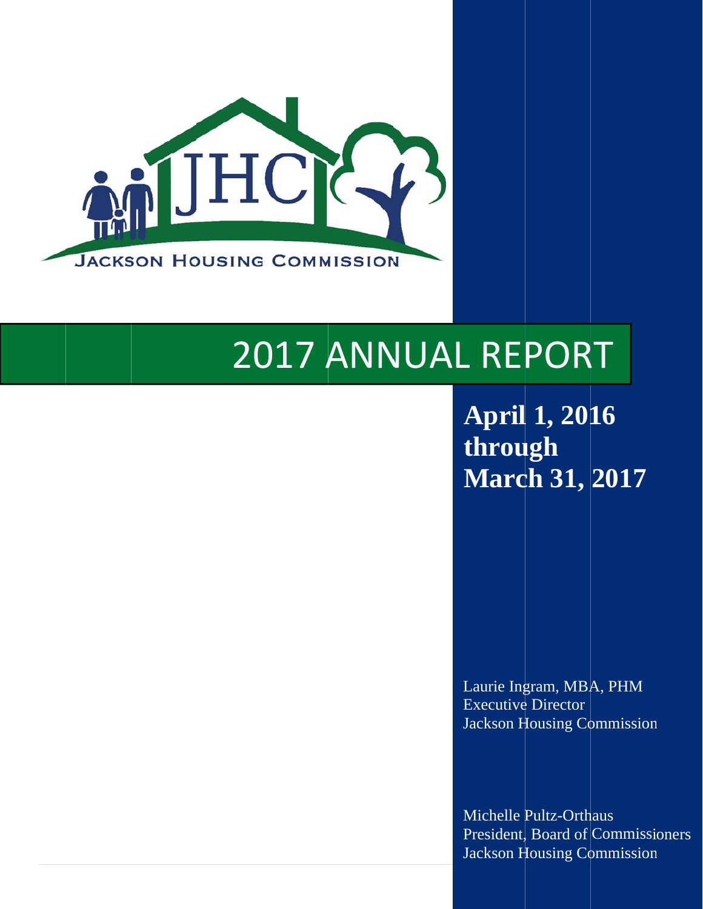JACKSON HOUSING COMMISSION

# 2017 ANNUAL REPORT

**April 1, 2016 through March 31, 2017**

Laurie Ingram, MBA, PHM
Executive Director
Jackson Housing Commission

Michelle Pultz-Orthaus
President, Board of Commissioners
Jackson Housing Commission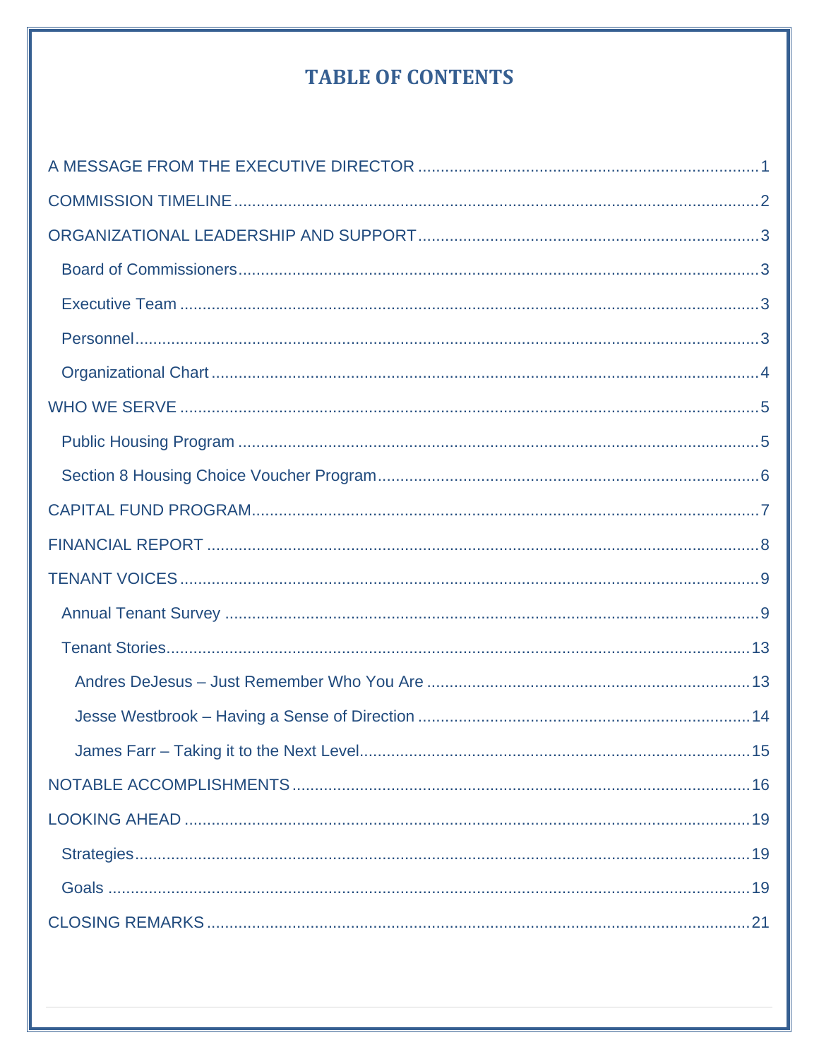# TABLE OF CONTENTS

A MESSAGE FROM THE EXECUTIVE DIRECTOR .......... 1

COMMISSION TIMELINE .......... 2

ORGANIZATIONAL LEADERSHIP AND SUPPORT .......... 3

- Board of Commissioners .......... 3
- Executive Team .......... 3
- Personnel .......... 3
- Organizational Chart .......... 4

WHO WE SERVE .......... 5

- Public Housing Program .......... 5
- Section 8 Housing Choice Voucher Program .......... 6

CAPITAL FUND PROGRAM .......... 7

FINANCIAL REPORT .......... 8

TENANT VOICES .......... 9

- Annual Tenant Survey .......... 9
- Tenant Stories .......... 13
  - Andres DeJesus – Just Remember Who You Are .......... 13
  - Jesse Westbrook – Having a Sense of Direction .......... 14
  - James Farr – Taking it to the Next Level .......... 15

NOTABLE ACCOMPLISHMENTS .......... 16

LOOKING AHEAD .......... 19

- Strategies .......... 19
- Goals .......... 19

CLOSING REMARKS .......... 21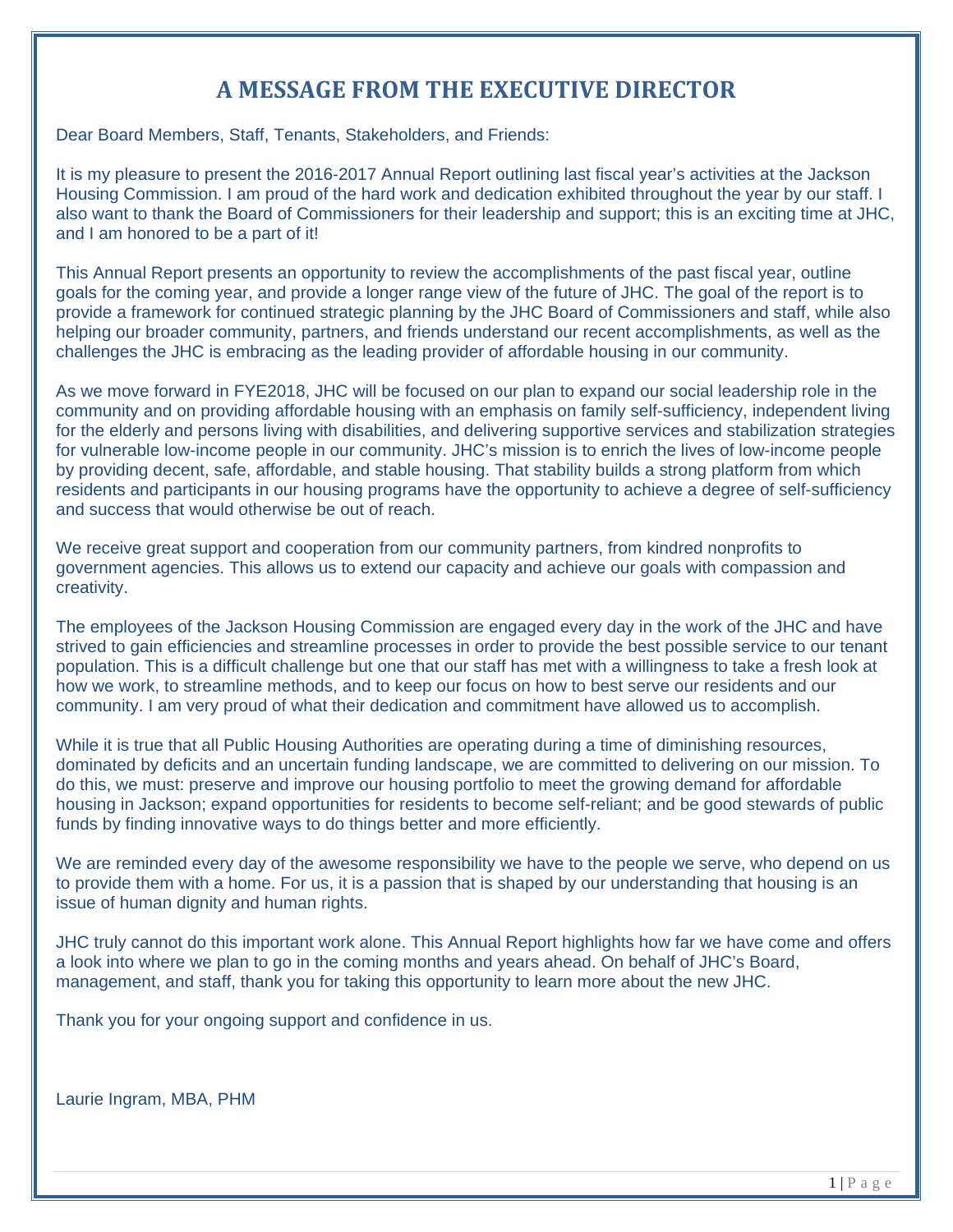# A MESSAGE FROM THE EXECUTIVE DIRECTOR

Dear Board Members, Staff, Tenants, Stakeholders, and Friends:

It is my pleasure to present the 2016-2017 Annual Report outlining last fiscal year's activities at the Jackson Housing Commission. I am proud of the hard work and dedication exhibited throughout the year by our staff. I also want to thank the Board of Commissioners for their leadership and support; this is an exciting time at JHC, and I am honored to be a part of it!

This Annual Report presents an opportunity to review the accomplishments of the past fiscal year, outline goals for the coming year, and provide a longer range view of the future of JHC. The goal of the report is to provide a framework for continued strategic planning by the JHC Board of Commissioners and staff, while also helping our broader community, partners, and friends understand our recent accomplishments, as well as the challenges the JHC is embracing as the leading provider of affordable housing in our community.

As we move forward in FYE2018, JHC will be focused on our plan to expand our social leadership role in the community and on providing affordable housing with an emphasis on family self-sufficiency, independent living for the elderly and persons living with disabilities, and delivering supportive services and stabilization strategies for vulnerable low-income people in our community. JHC's mission is to enrich the lives of low-income people by providing decent, safe, affordable, and stable housing. That stability builds a strong platform from which residents and participants in our housing programs have the opportunity to achieve a degree of self-sufficiency and success that would otherwise be out of reach.

We receive great support and cooperation from our community partners, from kindred nonprofits to government agencies. This allows us to extend our capacity and achieve our goals with compassion and creativity.

The employees of the Jackson Housing Commission are engaged every day in the work of the JHC and have strived to gain efficiencies and streamline processes in order to provide the best possible service to our tenant population. This is a difficult challenge but one that our staff has met with a willingness to take a fresh look at how we work, to streamline methods, and to keep our focus on how to best serve our residents and our community. I am very proud of what their dedication and commitment have allowed us to accomplish.

While it is true that all Public Housing Authorities are operating during a time of diminishing resources, dominated by deficits and an uncertain funding landscape, we are committed to delivering on our mission. To do this, we must: preserve and improve our housing portfolio to meet the growing demand for affordable housing in Jackson; expand opportunities for residents to become self-reliant; and be good stewards of public funds by finding innovative ways to do things better and more efficiently.

We are reminded every day of the awesome responsibility we have to the people we serve, who depend on us to provide them with a home. For us, it is a passion that is shaped by our understanding that housing is an issue of human dignity and human rights.

JHC truly cannot do this important work alone. This Annual Report highlights how far we have come and offers a look into where we plan to go in the coming months and years ahead. On behalf of JHC's Board, management, and staff, thank you for taking this opportunity to learn more about the new JHC.

Thank you for your ongoing support and confidence in us.

Laurie Ingram, MBA, PHM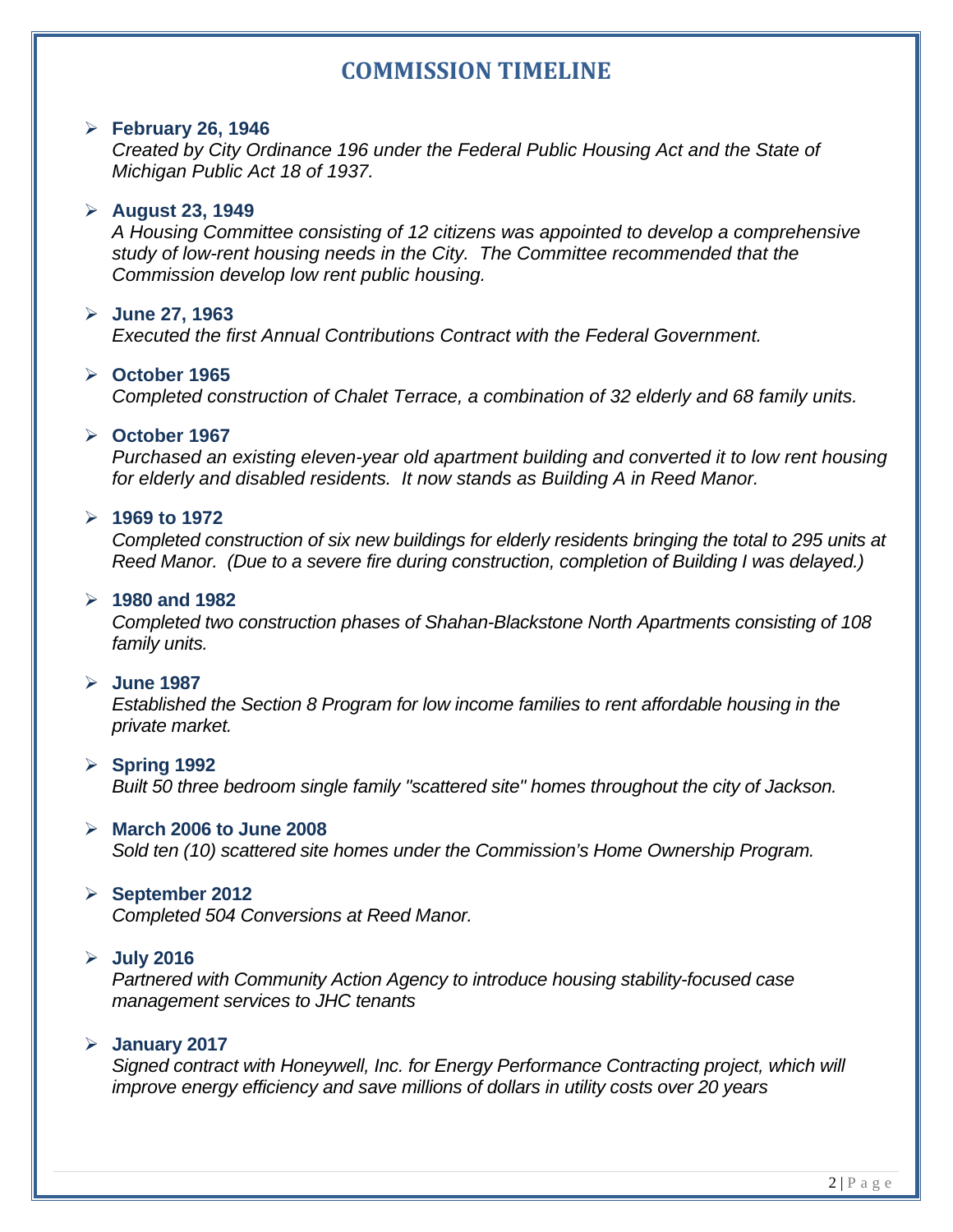# COMMISSION TIMELINE

- **February 26, 1946**
  *Created by City Ordinance 196 under the Federal Public Housing Act and the State of Michigan Public Act 18 of 1937.*

- **August 23, 1949**
  *A Housing Committee consisting of 12 citizens was appointed to develop a comprehensive study of low-rent housing needs in the City. The Committee recommended that the Commission develop low rent public housing.*

- **June 27, 1963**
  *Executed the first Annual Contributions Contract with the Federal Government.*

- **October 1965**
  *Completed construction of Chalet Terrace, a combination of 32 elderly and 68 family units.*

- **October 1967**
  *Purchased an existing eleven-year old apartment building and converted it to low rent housing for elderly and disabled residents. It now stands as Building A in Reed Manor.*

- **1969 to 1972**
  *Completed construction of six new buildings for elderly residents bringing the total to 295 units at Reed Manor. (Due to a severe fire during construction, completion of Building I was delayed.)*

- **1980 and 1982**
  *Completed two construction phases of Shahan-Blackstone North Apartments consisting of 108 family units.*

- **June 1987**
  *Established the Section 8 Program for low income families to rent affordable housing in the private market.*

- **Spring 1992**
  *Built 50 three bedroom single family "scattered site" homes throughout the city of Jackson.*

- **March 2006 to June 2008**
  *Sold ten (10) scattered site homes under the Commission's Home Ownership Program.*

- **September 2012**
  *Completed 504 Conversions at Reed Manor.*

- **July 2016**
  *Partnered with Community Action Agency to introduce housing stability-focused case management services to JHC tenants*

- **January 2017**
  *Signed contract with Honeywell, Inc. for Energy Performance Contracting project, which will improve energy efficiency and save millions of dollars in utility costs over 20 years*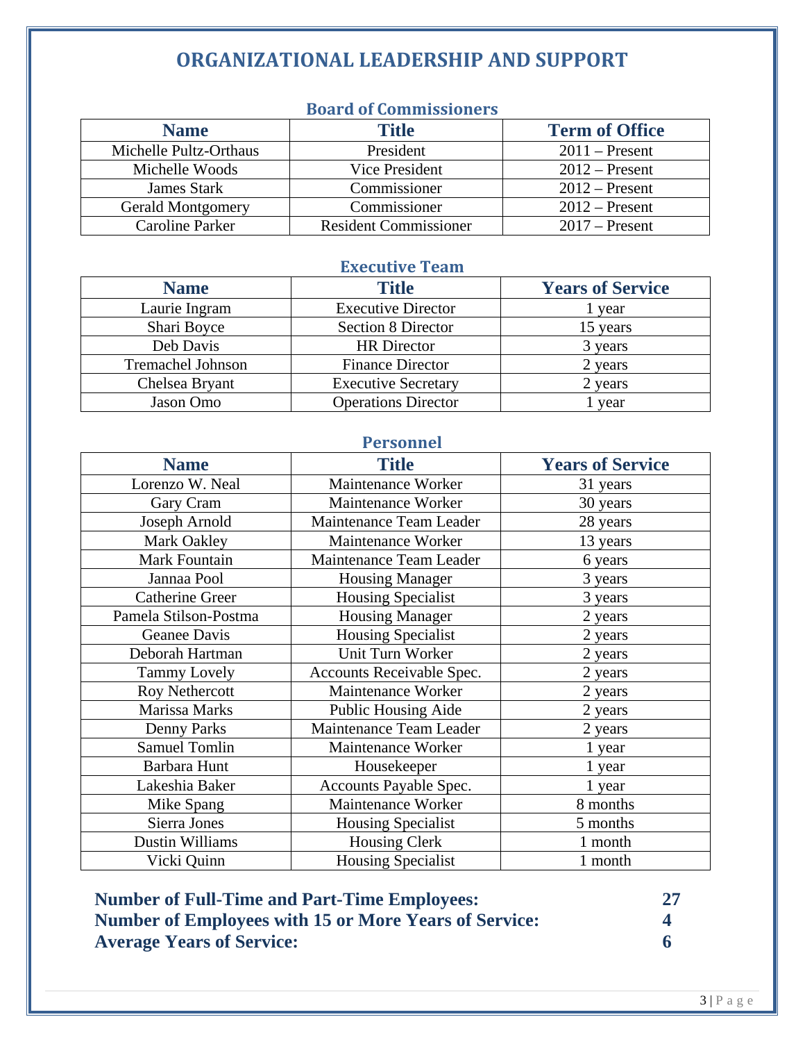# ORGANIZATIONAL LEADERSHIP AND SUPPORT

## Board of Commissioners

| Name | Title | Term of Office |
|---|---|---|
| Michelle Pultz-Orthaus | President | 2011 – Present |
| Michelle Woods | Vice President | 2012 – Present |
| James Stark | Commissioner | 2012 – Present |
| Gerald Montgomery | Commissioner | 2012 – Present |
| Caroline Parker | Resident Commissioner | 2017 – Present |

## Executive Team

| Name | Title | Years of Service |
|---|---|---|
| Laurie Ingram | Executive Director | 1 year |
| Shari Boyce | Section 8 Director | 15 years |
| Deb Davis | HR Director | 3 years |
| Tremachel Johnson | Finance Director | 2 years |
| Chelsea Bryant | Executive Secretary | 2 years |
| Jason Omo | Operations Director | 1 year |

## Personnel

| Name | Title | Years of Service |
|---|---|---|
| Lorenzo W. Neal | Maintenance Worker | 31 years |
| Gary Cram | Maintenance Worker | 30 years |
| Joseph Arnold | Maintenance Team Leader | 28 years |
| Mark Oakley | Maintenance Worker | 13 years |
| Mark Fountain | Maintenance Team Leader | 6 years |
| Jannaa Pool | Housing Manager | 3 years |
| Catherine Greer | Housing Specialist | 3 years |
| Pamela Stilson-Postma | Housing Manager | 2 years |
| Geanee Davis | Housing Specialist | 2 years |
| Deborah Hartman | Unit Turn Worker | 2 years |
| Tammy Lovely | Accounts Receivable Spec. | 2 years |
| Roy Nethercott | Maintenance Worker | 2 years |
| Marissa Marks | Public Housing Aide | 2 years |
| Denny Parks | Maintenance Team Leader | 2 years |
| Samuel Tomlin | Maintenance Worker | 1 year |
| Barbara Hunt | Housekeeper | 1 year |
| Lakeshia Baker | Accounts Payable Spec. | 1 year |
| Mike Spang | Maintenance Worker | 8 months |
| Sierra Jones | Housing Specialist | 5 months |
| Dustin Williams | Housing Clerk | 1 month |
| Vicki Quinn | Housing Specialist | 1 month |

**Number of Full-Time and Part-Time Employees: 27**
**Number of Employees with 15 or More Years of Service: 4**
**Average Years of Service: 6**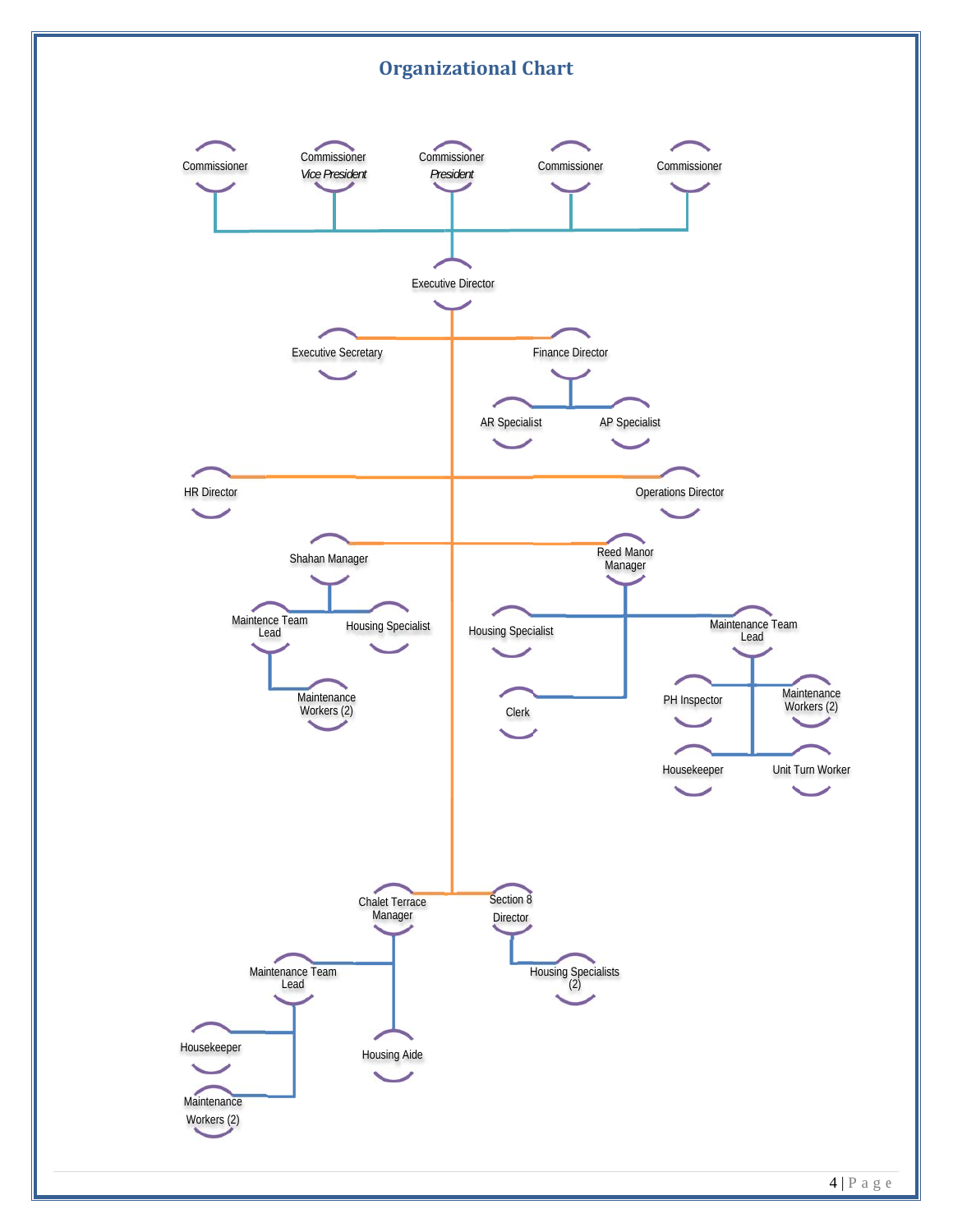# Organizational Chart

- Commissioner
- Commissioner *Vice President*
- Commissioner *President*
- Commissioner
- Commissioner
  - Executive Director
    - Executive Secretary
    - Finance Director
      - AR Specialist
      - AP Specialist
    - HR Director
    - Operations Director
    - Shahan Manager
      - Maintence Team Lead
        - Maintenance Workers (2)
      - Housing Specialist
    - Reed Manor Manager
      - Housing Specialist
      - Clerk
      - Maintenance Team Lead
        - PH Inspector
        - Maintenance Workers (2)
        - Housekeeper
        - Unit Turn Worker
    - Chalet Terrace Manager
      - Maintenance Team Lead
        - Housekeeper
        - Maintenance Workers (2)
      - Housing Aide
    - Section 8 Director
      - Housing Specialists (2)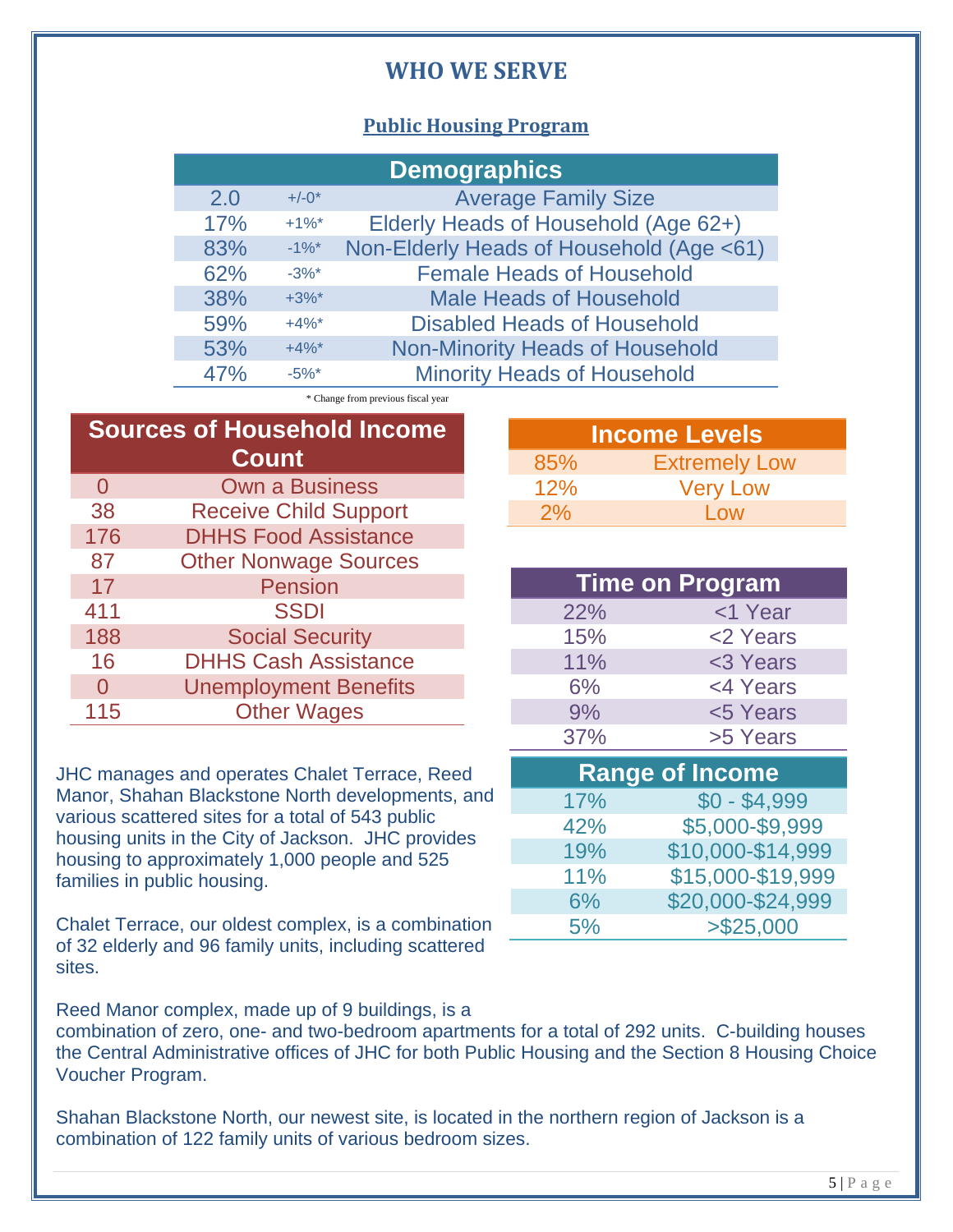# WHO WE SERVE

## Public Housing Program

| Demographics | | |
|---|---|---|
| 2.0 | +/-0* | Average Family Size |
| 17% | +1%* | Elderly Heads of Household (Age 62+) |
| 83% | -1%* | Non-Elderly Heads of Household (Age <61) |
| 62% | -3%* | Female Heads of Household |
| 38% | +3%* | Male Heads of Household |
| 59% | +4%* | Disabled Heads of Household |
| 53% | +4%* | Non-Minority Heads of Household |
| 47% | -5%* | Minority Heads of Household |

* Change from previous fiscal year

| Sources of Household Income Count | |
|---|---|
| 0 | Own a Business |
| 38 | Receive Child Support |
| 176 | DHHS Food Assistance |
| 87 | Other Nonwage Sources |
| 17 | Pension |
| 411 | SSDI |
| 188 | Social Security |
| 16 | DHHS Cash Assistance |
| 0 | Unemployment Benefits |
| 115 | Other Wages |

| Income Levels | |
|---|---|
| 85% | Extremely Low |
| 12% | Very Low |
| 2% | Low |

| Time on Program | |
|---|---|
| 22% | <1 Year |
| 15% | <2 Years |
| 11% | <3 Years |
| 6% | <4 Years |
| 9% | <5 Years |
| 37% | >5 Years |

| Range of Income | |
|---|---|
| 17% | $0 - $4,999 |
| 42% | $5,000-$9,999 |
| 19% | $10,000-$14,999 |
| 11% | $15,000-$19,999 |
| 6% | $20,000-$24,999 |
| 5% | >$25,000 |

JHC manages and operates Chalet Terrace, Reed Manor, Shahan Blackstone North developments, and various scattered sites for a total of 543 public housing units in the City of Jackson. JHC provides housing to approximately 1,000 people and 525 families in public housing.

Chalet Terrace, our oldest complex, is a combination of 32 elderly and 96 family units, including scattered sites.

Reed Manor complex, made up of 9 buildings, is a combination of zero, one- and two-bedroom apartments for a total of 292 units. C-building houses the Central Administrative offices of JHC for both Public Housing and the Section 8 Housing Choice Voucher Program.

Shahan Blackstone North, our newest site, is located in the northern region of Jackson is a combination of 122 family units of various bedroom sizes.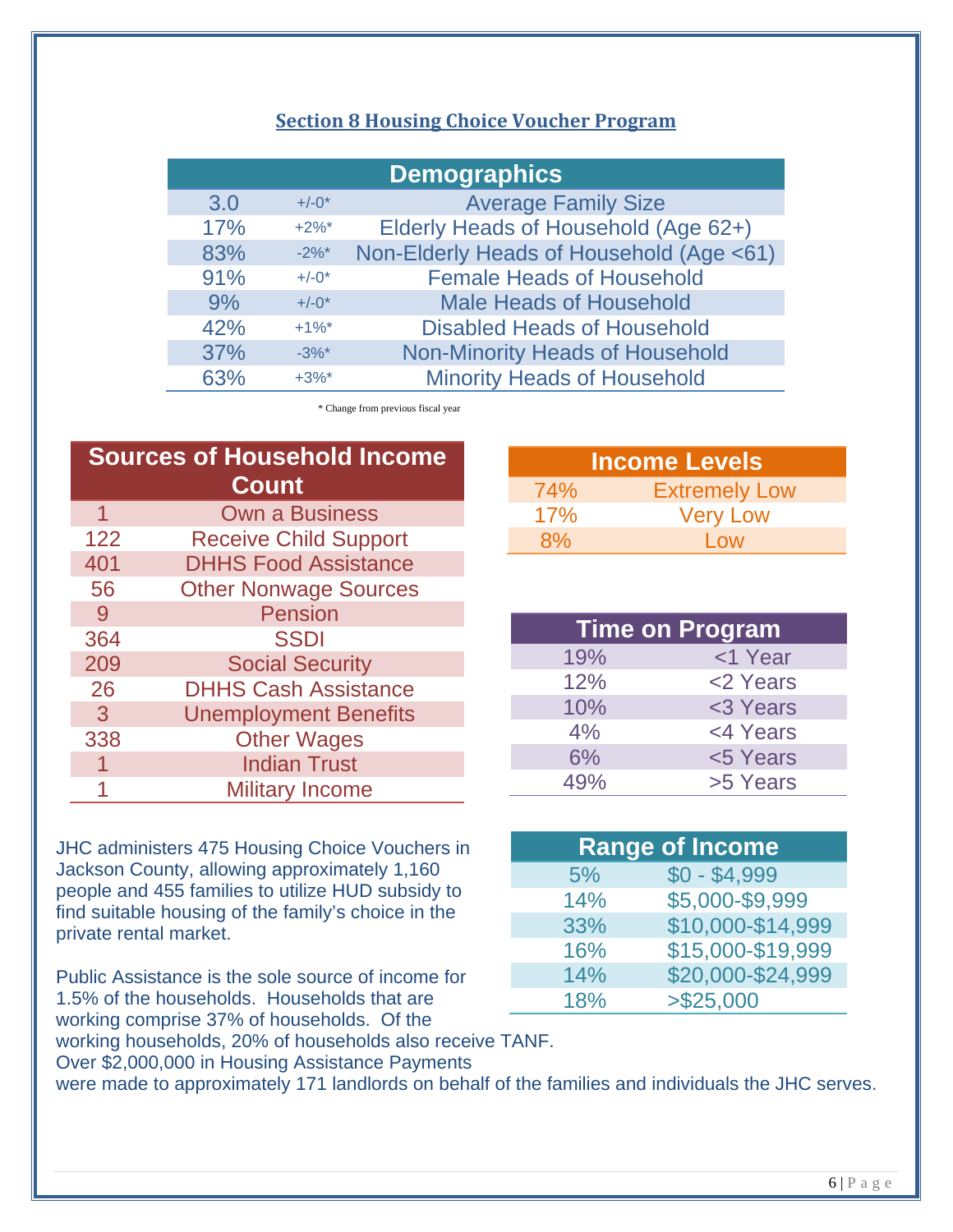## Section 8 Housing Choice Voucher Program

| Demographics | | |
|---|---|---|
| 3.0 | +/-0* | Average Family Size |
| 17% | +2%* | Elderly Heads of Household (Age 62+) |
| 83% | -2%* | Non-Elderly Heads of Household (Age <61) |
| 91% | +/-0* | Female Heads of Household |
| 9% | +/-0* | Male Heads of Household |
| 42% | +1%* | Disabled Heads of Household |
| 37% | -3%* | Non-Minority Heads of Household |
| 63% | +3%* | Minority Heads of Household |

* Change from previous fiscal year

| Sources of Household Income Count | |
|---|---|
| 1 | Own a Business |
| 122 | Receive Child Support |
| 401 | DHHS Food Assistance |
| 56 | Other Nonwage Sources |
| 9 | Pension |
| 364 | SSDI |
| 209 | Social Security |
| 26 | DHHS Cash Assistance |
| 3 | Unemployment Benefits |
| 338 | Other Wages |
| 1 | Indian Trust |
| 1 | Military Income |

| Income Levels | |
|---|---|
| 74% | Extremely Low |
| 17% | Very Low |
| 8% | Low |

| Time on Program | |
|---|---|
| 19% | <1 Year |
| 12% | <2 Years |
| 10% | <3 Years |
| 4% | <4 Years |
| 6% | <5 Years |
| 49% | >5 Years |

| Range of Income | |
|---|---|
| 5% | $0 - $4,999 |
| 14% | $5,000-$9,999 |
| 33% | $10,000-$14,999 |
| 16% | $15,000-$19,999 |
| 14% | $20,000-$24,999 |
| 18% | >$25,000 |

JHC administers 475 Housing Choice Vouchers in Jackson County, allowing approximately 1,160 people and 455 families to utilize HUD subsidy to find suitable housing of the family's choice in the private rental market.

Public Assistance is the sole source of income for 1.5% of the households. Households that are working comprise 37% of households. Of the working households, 20% of households also receive TANF. Over $2,000,000 in Housing Assistance Payments were made to approximately 171 landlords on behalf of the families and individuals the JHC serves.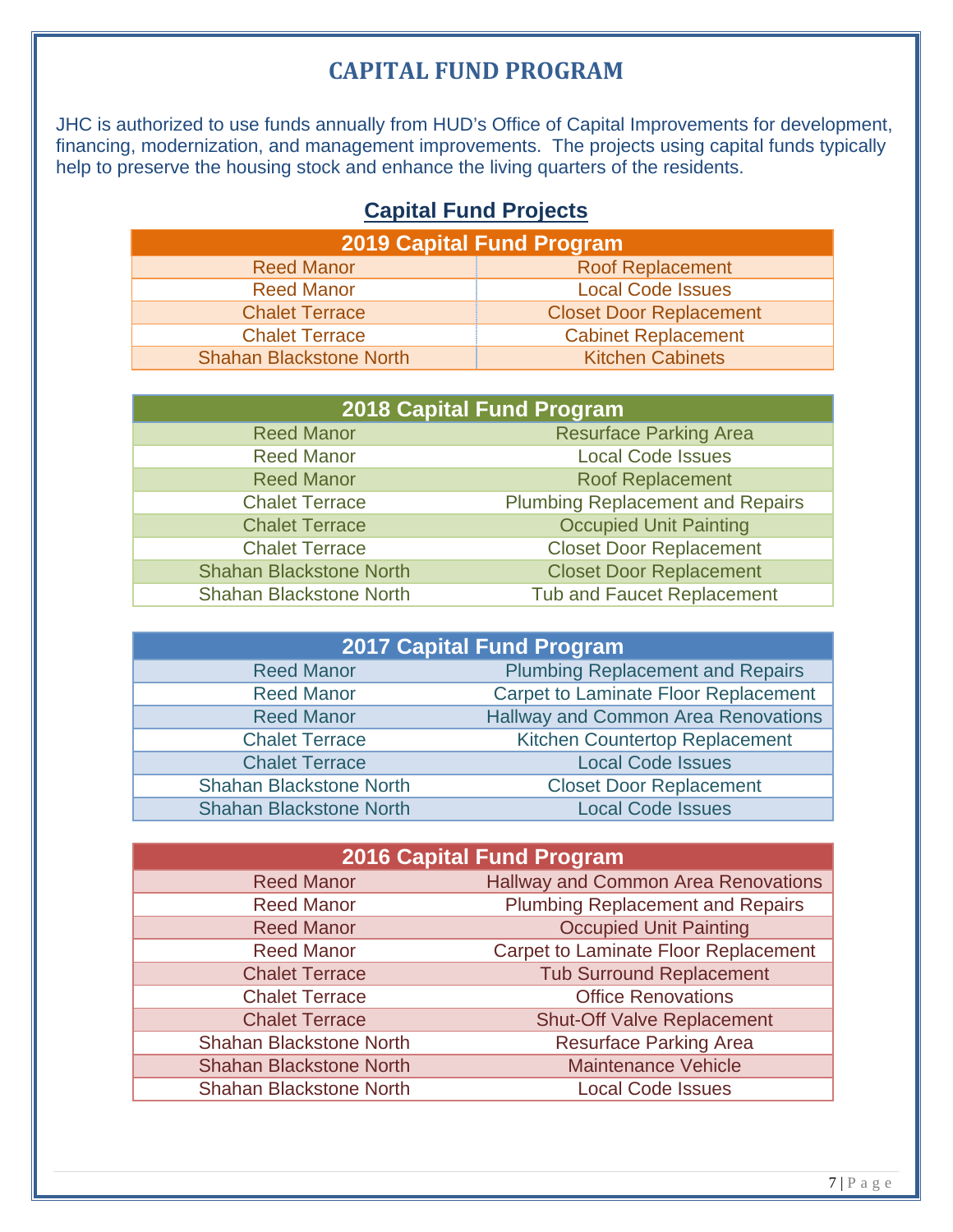# CAPITAL FUND PROGRAM

JHC is authorized to use funds annually from HUD's Office of Capital Improvements for development, financing, modernization, and management improvements. The projects using capital funds typically help to preserve the housing stock and enhance the living quarters of the residents.

## Capital Fund Projects

| 2019 Capital Fund Program | |
|---|---|
| Reed Manor | Roof Replacement |
| Reed Manor | Local Code Issues |
| Chalet Terrace | Closet Door Replacement |
| Chalet Terrace | Cabinet Replacement |
| Shahan Blackstone North | Kitchen Cabinets |

| 2018 Capital Fund Program | |
|---|---|
| Reed Manor | Resurface Parking Area |
| Reed Manor | Local Code Issues |
| Reed Manor | Roof Replacement |
| Chalet Terrace | Plumbing Replacement and Repairs |
| Chalet Terrace | Occupied Unit Painting |
| Chalet Terrace | Closet Door Replacement |
| Shahan Blackstone North | Closet Door Replacement |
| Shahan Blackstone North | Tub and Faucet Replacement |

| 2017 Capital Fund Program | |
|---|---|
| Reed Manor | Plumbing Replacement and Repairs |
| Reed Manor | Carpet to Laminate Floor Replacement |
| Reed Manor | Hallway and Common Area Renovations |
| Chalet Terrace | Kitchen Countertop Replacement |
| Chalet Terrace | Local Code Issues |
| Shahan Blackstone North | Closet Door Replacement |
| Shahan Blackstone North | Local Code Issues |

| 2016 Capital Fund Program | |
|---|---|
| Reed Manor | Hallway and Common Area Renovations |
| Reed Manor | Plumbing Replacement and Repairs |
| Reed Manor | Occupied Unit Painting |
| Reed Manor | Carpet to Laminate Floor Replacement |
| Chalet Terrace | Tub Surround Replacement |
| Chalet Terrace | Office Renovations |
| Chalet Terrace | Shut-Off Valve Replacement |
| Shahan Blackstone North | Resurface Parking Area |
| Shahan Blackstone North | Maintenance Vehicle |
| Shahan Blackstone North | Local Code Issues |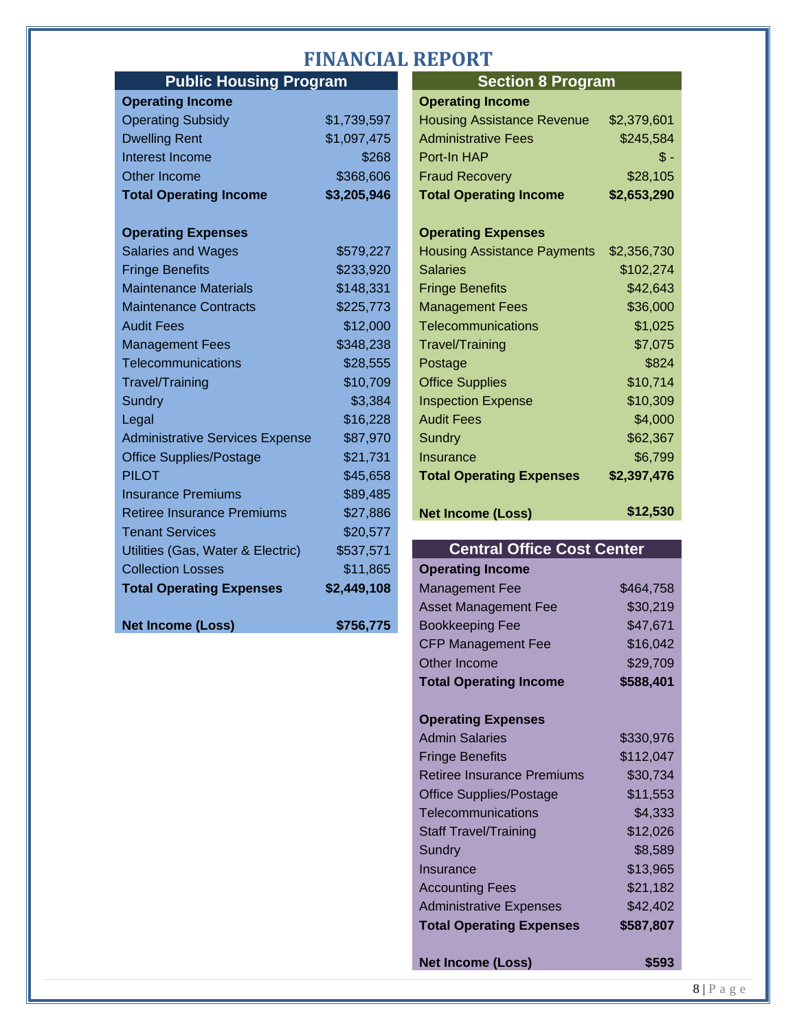# FINANCIAL REPORT

## Public Housing Program

| Public Housing Program | |
|---|---|
| **Operating Income** | |
| Operating Subsidy | $1,739,597 |
| Dwelling Rent | $1,097,475 |
| Interest Income | $268 |
| Other Income | $368,606 |
| **Total Operating Income** | **$3,205,946** |
| | |
| **Operating Expenses** | |
| Salaries and Wages | $579,227 |
| Fringe Benefits | $233,920 |
| Maintenance Materials | $148,331 |
| Maintenance Contracts | $225,773 |
| Audit Fees | $12,000 |
| Management Fees | $348,238 |
| Telecommunications | $28,555 |
| Travel/Training | $10,709 |
| Sundry | $3,384 |
| Legal | $16,228 |
| Administrative Services Expense | $87,970 |
| Office Supplies/Postage | $21,731 |
| PILOT | $45,658 |
| Insurance Premiums | $89,485 |
| Retiree Insurance Premiums | $27,886 |
| Tenant Services | $20,577 |
| Utilities (Gas, Water & Electric) | $537,571 |
| Collection Losses | $11,865 |
| **Total Operating Expenses** | **$2,449,108** |
| | |
| **Net Income (Loss)** | **$756,775** |

## Section 8 Program

| Section 8 Program | |
|---|---|
| **Operating Income** | |
| Housing Assistance Revenue | $2,379,601 |
| Administrative Fees | $245,584 |
| Port-In HAP | $ - |
| Fraud Recovery | $28,105 |
| **Total Operating Income** | **$2,653,290** |
| | |
| **Operating Expenses** | |
| Housing Assistance Payments | $2,356,730 |
| Salaries | $102,274 |
| Fringe Benefits | $42,643 |
| Management Fees | $36,000 |
| Telecommunications | $1,025 |
| Travel/Training | $7,075 |
| Postage | $824 |
| Office Supplies | $10,714 |
| Inspection Expense | $10,309 |
| Audit Fees | $4,000 |
| Sundry | $62,367 |
| Insurance | $6,799 |
| **Total Operating Expenses** | **$2,397,476** |
| | |
| **Net Income (Loss)** | **$12,530** |

## Central Office Cost Center

| Central Office Cost Center | |
|---|---|
| **Operating Income** | |
| Management Fee | $464,758 |
| Asset Management Fee | $30,219 |
| Bookkeeping Fee | $47,671 |
| CFP Management Fee | $16,042 |
| Other Income | $29,709 |
| **Total Operating Income** | **$588,401** |
| | |
| **Operating Expenses** | |
| Admin Salaries | $330,976 |
| Fringe Benefits | $112,047 |
| Retiree Insurance Premiums | $30,734 |
| Office Supplies/Postage | $11,553 |
| Telecommunications | $4,333 |
| Staff Travel/Training | $12,026 |
| Sundry | $8,589 |
| Insurance | $13,965 |
| Accounting Fees | $21,182 |
| Administrative Expenses | $42,402 |
| **Total Operating Expenses** | **$587,807** |
| | |
| **Net Income (Loss)** | **$593** |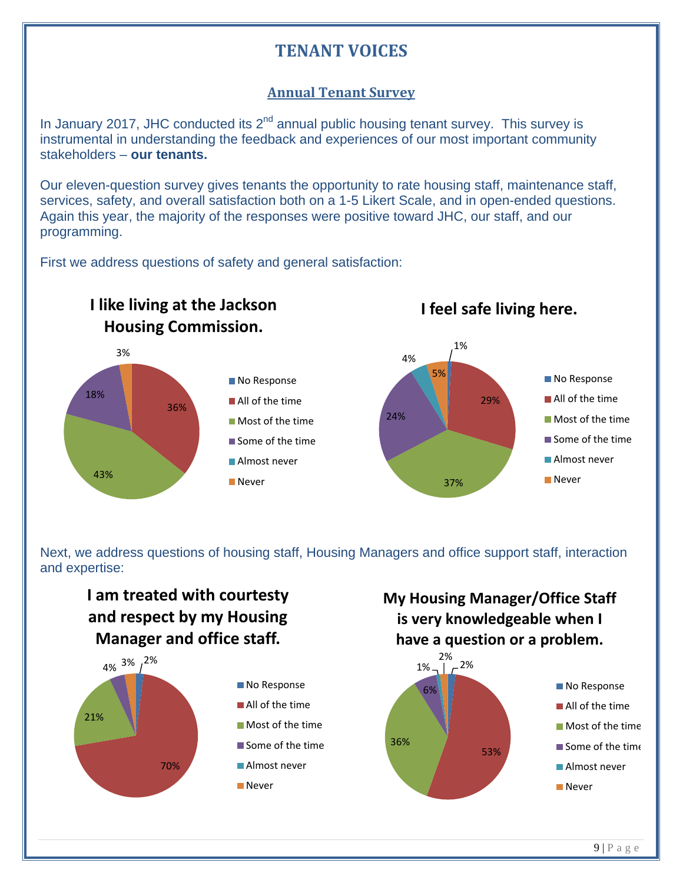# TENANT VOICES

## Annual Tenant Survey

In January 2017, JHC conducted its 2nd annual public housing tenant survey. This survey is instrumental in understanding the feedback and experiences of our most important community stakeholders – **our tenants.**

Our eleven-question survey gives tenants the opportunity to rate housing staff, maintenance staff, services, safety, and overall satisfaction both on a 1-5 Likert Scale, and in open-ended questions. Again this year, the majority of the responses were positive toward JHC, our staff, and our programming.

First we address questions of safety and general satisfaction:

**I like living at the Jackson Housing Commission.**

| Response | Percent |
|---|---|
| No Response | |
| All of the time | 36% |
| Most of the time | 43% |
| Some of the time | 18% |
| Almost never | |
| Never | 3% |

**I feel safe living here.**

| Response | Percent |
|---|---|
| No Response | 1% |
| All of the time | 29% |
| Most of the time | 37% |
| Some of the time | 24% |
| Almost never | 4% |
| Never | 5% |

Next, we address questions of housing staff, Housing Managers and office support staff, interaction and expertise:

**I am treated with courtesty and respect by my Housing Manager and office staff.**

| Response | Percent |
|---|---|
| No Response | 2% |
| All of the time | 70% |
| Most of the time | 21% |
| Some of the time | 4% |
| Almost never | |
| Never | 3% |

**My Housing Manager/Office Staff is very knowledgeable when I have a question or a problem.**

| Response | Percent |
|---|---|
| No Response | 2% |
| All of the time | 53% |
| Most of the time | 36% |
| Some of the time | 6% |
| Almost never | 1% |
| Never | 2% |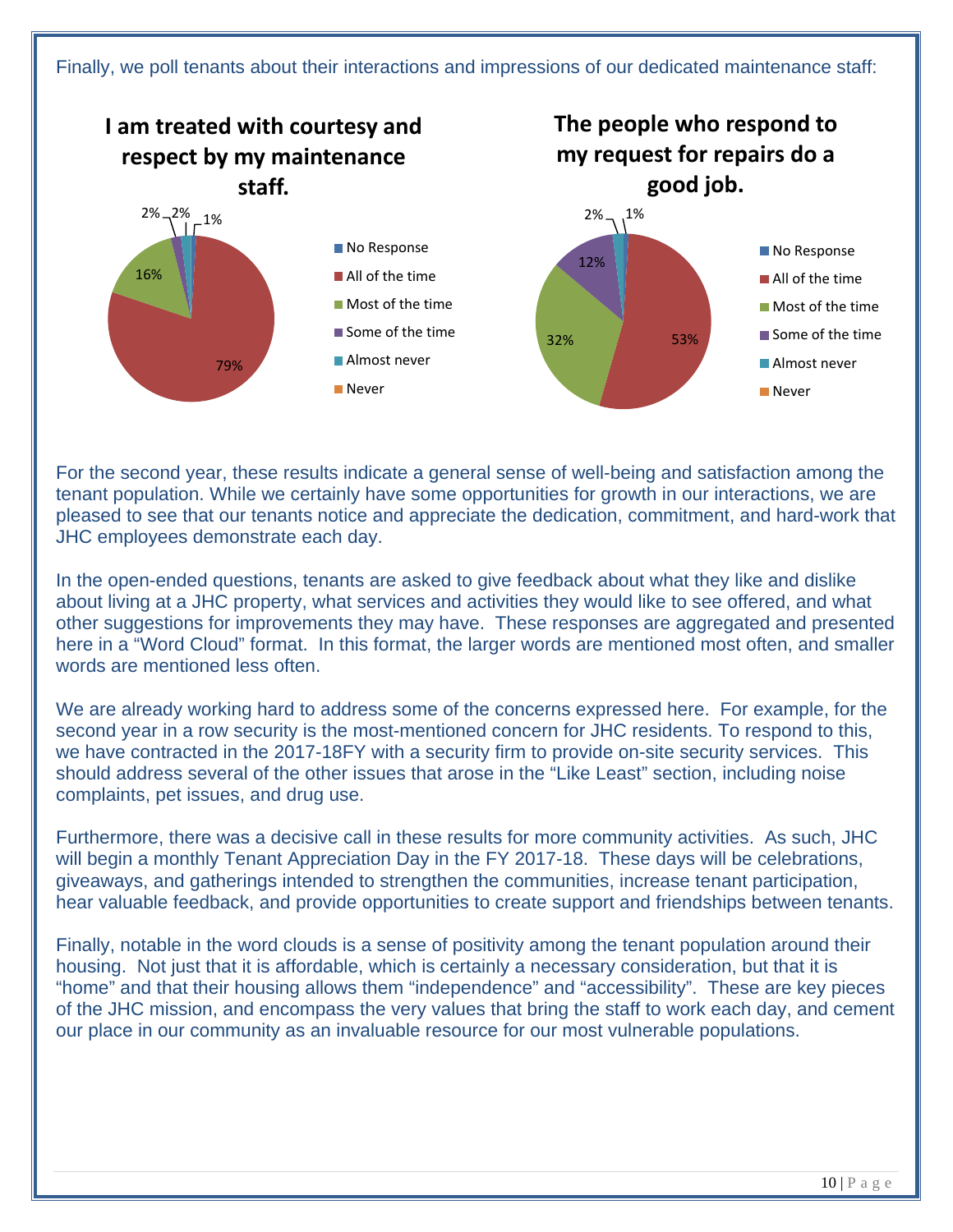Finally, we poll tenants about their interactions and impressions of our dedicated maintenance staff:

**I am treated with courtesy and respect by my maintenance staff.**

| Response | Percent |
|---|---|
| No Response | 1% |
| All of the time | 79% |
| Most of the time | 16% |
| Some of the time | 2% |
| Almost never | 2% |
| Never | |

**The people who respond to my request for repairs do a good job.**

| Response | Percent |
|---|---|
| No Response | 1% |
| All of the time | 53% |
| Most of the time | 32% |
| Some of the time | 12% |
| Almost never | 2% |
| Never | |

For the second year, these results indicate a general sense of well-being and satisfaction among the tenant population. While we certainly have some opportunities for growth in our interactions, we are pleased to see that our tenants notice and appreciate the dedication, commitment, and hard-work that JHC employees demonstrate each day.

In the open-ended questions, tenants are asked to give feedback about what they like and dislike about living at a JHC property, what services and activities they would like to see offered, and what other suggestions for improvements they may have. These responses are aggregated and presented here in a "Word Cloud" format. In this format, the larger words are mentioned most often, and smaller words are mentioned less often.

We are already working hard to address some of the concerns expressed here. For example, for the second year in a row security is the most-mentioned concern for JHC residents. To respond to this, we have contracted in the 2017-18FY with a security firm to provide on-site security services. This should address several of the other issues that arose in the "Like Least" section, including noise complaints, pet issues, and drug use.

Furthermore, there was a decisive call in these results for more community activities. As such, JHC will begin a monthly Tenant Appreciation Day in the FY 2017-18. These days will be celebrations, giveaways, and gatherings intended to strengthen the communities, increase tenant participation, hear valuable feedback, and provide opportunities to create support and friendships between tenants.

Finally, notable in the word clouds is a sense of positivity among the tenant population around their housing. Not just that it is affordable, which is certainly a necessary consideration, but that it is "home" and that their housing allows them "independence" and "accessibility". These are key pieces of the JHC mission, and encompass the very values that bring the staff to work each day, and cement our place in our community as an invaluable resource for our most vulnerable populations.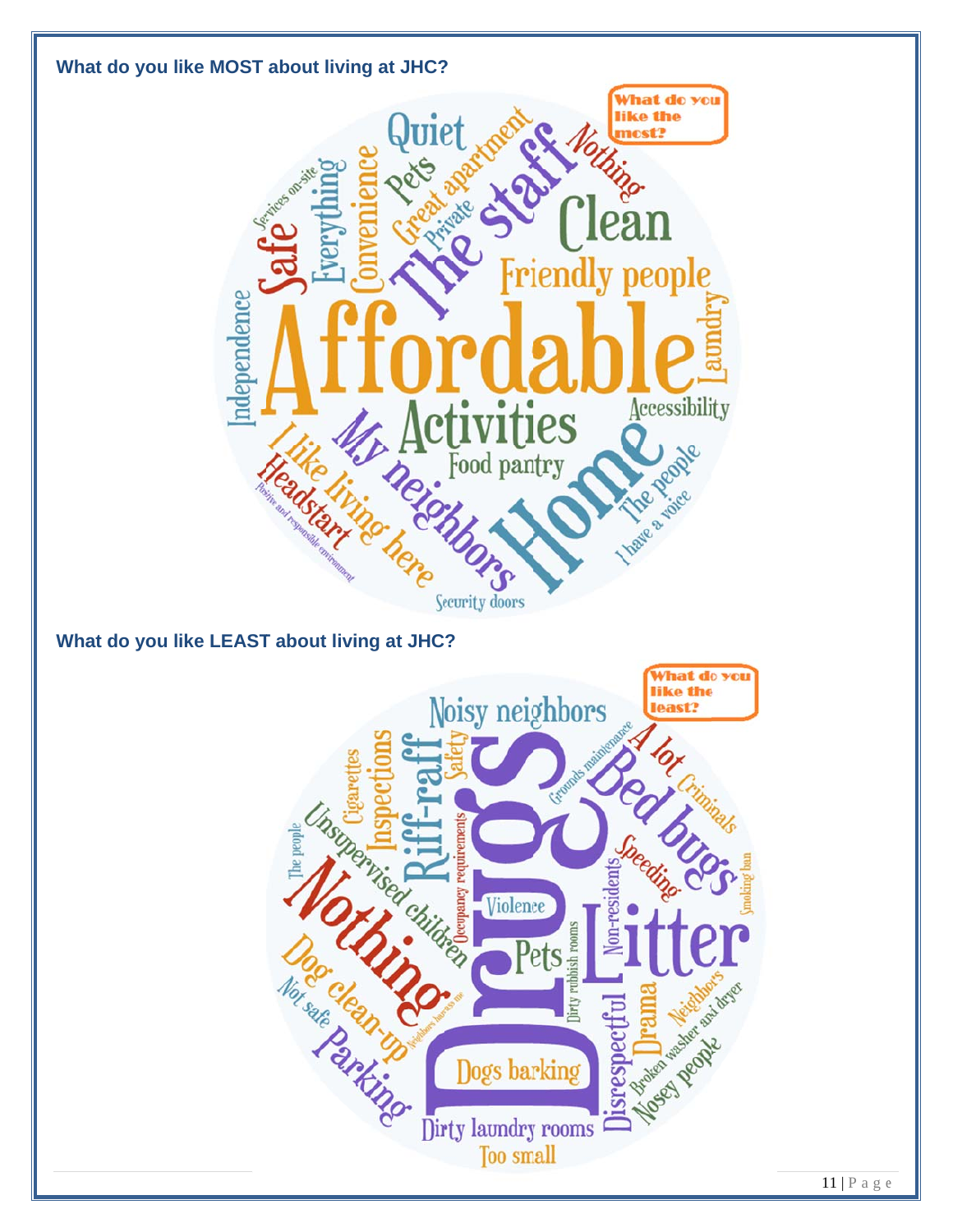**What do you like MOST about living at JHC?**

What do you like the most?

Affordable
Home
The staff
Clean
Activities
Friendly people
Quiet
My neighbors
I like living here
Safe
Everything
Convenience
Independence
Pets
Great apartment
Private
Nothing
Laundry
Accessibility
Food pantry
The people
I have a voice
Headstart
Security doors
Services on-site
Positive and responsible environment

**What do you like LEAST about living at JHC?**

What do you like the least?

Drugs
Nothing
Litter
Bed bugs
Riff-raff
Noisy neighbors
Inspections
Unsupervised children
Parking
Dog clean-up
Dogs barking
Dirty laundry rooms
Too small
Disrespectful
Drama
Pets
Violence
Cigarettes
Safety
A lot
Criminals
Speeding
Smoking ban
Non-residents
Dirty rubbish rooms
Occupancy requirements
Grounds maintenance
The people
Not safe
Neighbors harass me
Neighbors
Broken washer and dryer
Nosey people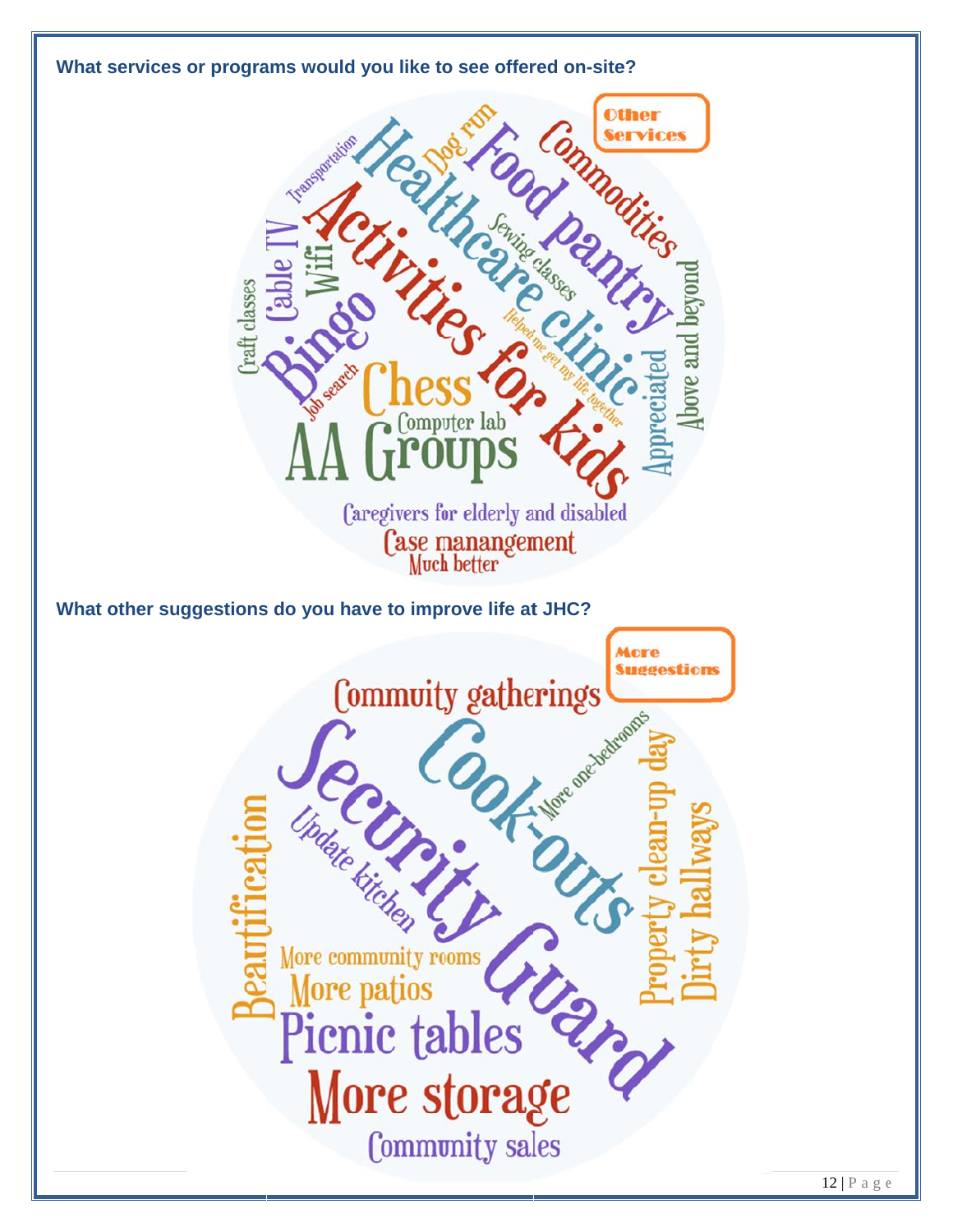**What services or programs would you like to see offered on-site?**

Other Services

Healthcare clinic
Food pantry
Commodities
Activities for kids
Bingo
Chess
AA Groups
Computer lab
Craft classes
Cable TV
Wifi
Transportation
Dog run
Sewing classes
Helped me get my life together
Job search
Appreciated
Above and beyond
Caregivers for elderly and disabled
Case manangement
Much better

**What other suggestions do you have to improve life at JHC?**

More Suggestions

Commuity gatherings
Security Guard
Cook-outs
More one-bedrooms
Update kitchen
Beautification
Property clean-up day
Dirty hallways
More community rooms
More patios
Picnic tables
More storage
Commuity sales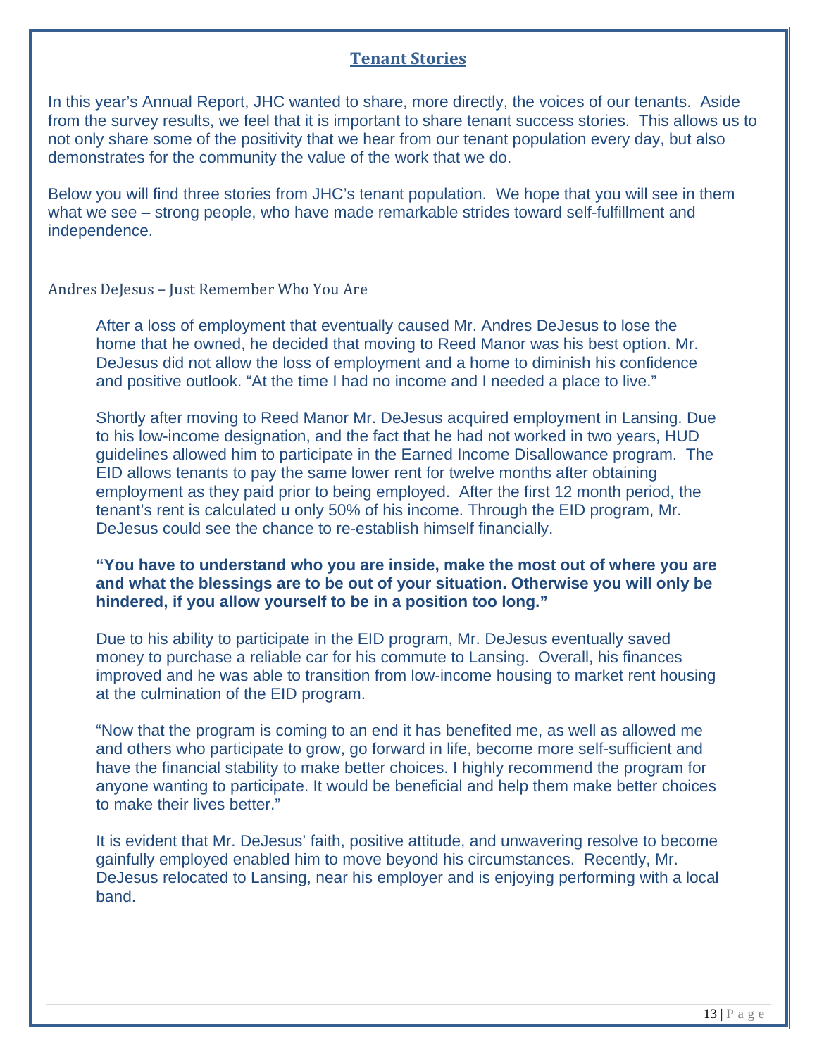## Tenant Stories

In this year's Annual Report, JHC wanted to share, more directly, the voices of our tenants. Aside from the survey results, we feel that it is important to share tenant success stories. This allows us to not only share some of the positivity that we hear from our tenant population every day, but also demonstrates for the community the value of the work that we do.

Below you will find three stories from JHC's tenant population. We hope that you will see in them what we see – strong people, who have made remarkable strides toward self-fulfillment and independence.

### Andres DeJesus – Just Remember Who You Are

After a loss of employment that eventually caused Mr. Andres DeJesus to lose the home that he owned, he decided that moving to Reed Manor was his best option. Mr. DeJesus did not allow the loss of employment and a home to diminish his confidence and positive outlook. "At the time I had no income and I needed a place to live."

Shortly after moving to Reed Manor Mr. DeJesus acquired employment in Lansing. Due to his low-income designation, and the fact that he had not worked in two years, HUD guidelines allowed him to participate in the Earned Income Disallowance program. The EID allows tenants to pay the same lower rent for twelve months after obtaining employment as they paid prior to being employed. After the first 12 month period, the tenant's rent is calculated u only 50% of his income. Through the EID program, Mr. DeJesus could see the chance to re-establish himself financially.

**"You have to understand who you are inside, make the most out of where you are and what the blessings are to be out of your situation. Otherwise you will only be hindered, if you allow yourself to be in a position too long."**

Due to his ability to participate in the EID program, Mr. DeJesus eventually saved money to purchase a reliable car for his commute to Lansing. Overall, his finances improved and he was able to transition from low-income housing to market rent housing at the culmination of the EID program.

"Now that the program is coming to an end it has benefited me, as well as allowed me and others who participate to grow, go forward in life, become more self-sufficient and have the financial stability to make better choices. I highly recommend the program for anyone wanting to participate. It would be beneficial and help them make better choices to make their lives better."

It is evident that Mr. DeJesus' faith, positive attitude, and unwavering resolve to become gainfully employed enabled him to move beyond his circumstances. Recently, Mr. DeJesus relocated to Lansing, near his employer and is enjoying performing with a local band.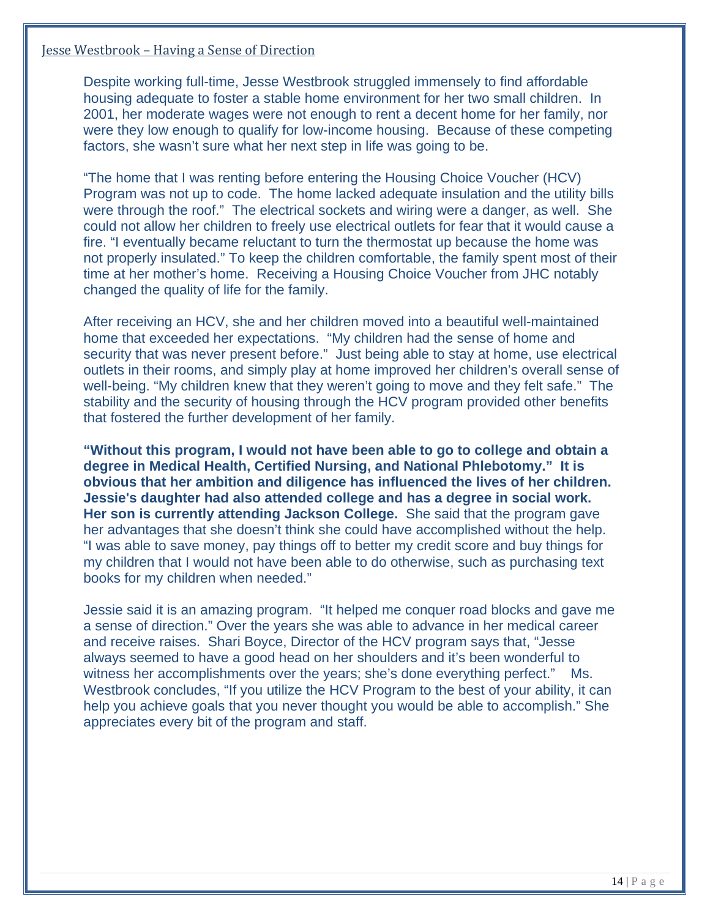## Jesse Westbrook – Having a Sense of Direction

Despite working full-time, Jesse Westbrook struggled immensely to find affordable housing adequate to foster a stable home environment for her two small children. In 2001, her moderate wages were not enough to rent a decent home for her family, nor were they low enough to qualify for low-income housing. Because of these competing factors, she wasn't sure what her next step in life was going to be.

"The home that I was renting before entering the Housing Choice Voucher (HCV) Program was not up to code. The home lacked adequate insulation and the utility bills were through the roof." The electrical sockets and wiring were a danger, as well. She could not allow her children to freely use electrical outlets for fear that it would cause a fire. "I eventually became reluctant to turn the thermostat up because the home was not properly insulated." To keep the children comfortable, the family spent most of their time at her mother's home. Receiving a Housing Choice Voucher from JHC notably changed the quality of life for the family.

After receiving an HCV, she and her children moved into a beautiful well-maintained home that exceeded her expectations. "My children had the sense of home and security that was never present before." Just being able to stay at home, use electrical outlets in their rooms, and simply play at home improved her children's overall sense of well-being. "My children knew that they weren't going to move and they felt safe." The stability and the security of housing through the HCV program provided other benefits that fostered the further development of her family.

**"Without this program, I would not have been able to go to college and obtain a degree in Medical Health, Certified Nursing, and National Phlebotomy." It is obvious that her ambition and diligence has influenced the lives of her children. Jessie's daughter had also attended college and has a degree in social work. Her son is currently attending Jackson College.** She said that the program gave her advantages that she doesn't think she could have accomplished without the help. "I was able to save money, pay things off to better my credit score and buy things for my children that I would not have been able to do otherwise, such as purchasing text books for my children when needed."

Jessie said it is an amazing program. "It helped me conquer road blocks and gave me a sense of direction." Over the years she was able to advance in her medical career and receive raises. Shari Boyce, Director of the HCV program says that, "Jesse always seemed to have a good head on her shoulders and it's been wonderful to witness her accomplishments over the years; she's done everything perfect." Ms. Westbrook concludes, "If you utilize the HCV Program to the best of your ability, it can help you achieve goals that you never thought you would be able to accomplish." She appreciates every bit of the program and staff.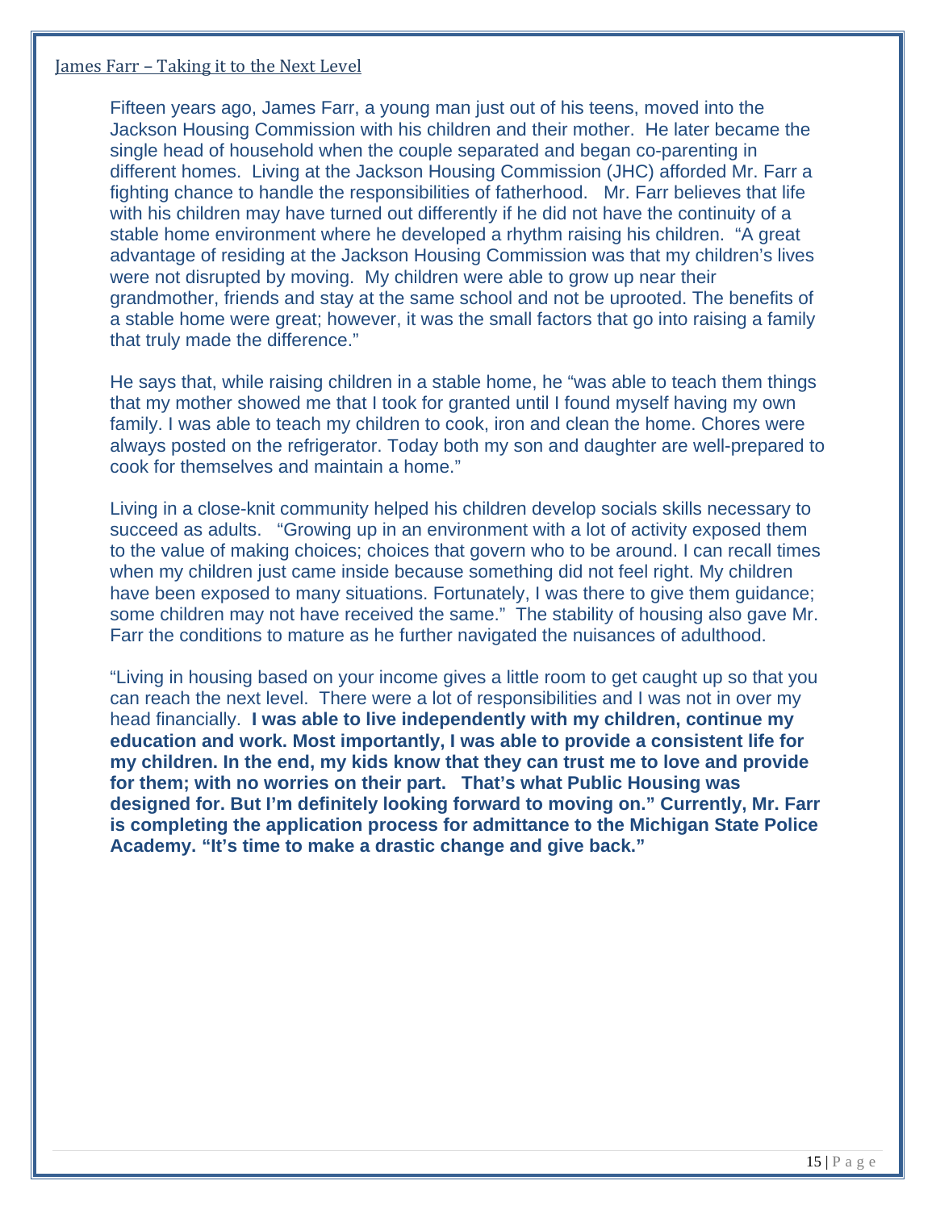## James Farr – Taking it to the Next Level

Fifteen years ago, James Farr, a young man just out of his teens, moved into the Jackson Housing Commission with his children and their mother. He later became the single head of household when the couple separated and began co-parenting in different homes. Living at the Jackson Housing Commission (JHC) afforded Mr. Farr a fighting chance to handle the responsibilities of fatherhood. Mr. Farr believes that life with his children may have turned out differently if he did not have the continuity of a stable home environment where he developed a rhythm raising his children. "A great advantage of residing at the Jackson Housing Commission was that my children's lives were not disrupted by moving. My children were able to grow up near their grandmother, friends and stay at the same school and not be uprooted. The benefits of a stable home were great; however, it was the small factors that go into raising a family that truly made the difference."

He says that, while raising children in a stable home, he "was able to teach them things that my mother showed me that I took for granted until I found myself having my own family. I was able to teach my children to cook, iron and clean the home. Chores were always posted on the refrigerator. Today both my son and daughter are well-prepared to cook for themselves and maintain a home."

Living in a close-knit community helped his children develop socials skills necessary to succeed as adults. "Growing up in an environment with a lot of activity exposed them to the value of making choices; choices that govern who to be around. I can recall times when my children just came inside because something did not feel right. My children have been exposed to many situations. Fortunately, I was there to give them guidance; some children may not have received the same." The stability of housing also gave Mr. Farr the conditions to mature as he further navigated the nuisances of adulthood.

"Living in housing based on your income gives a little room to get caught up so that you can reach the next level. There were a lot of responsibilities and I was not in over my head financially. **I was able to live independently with my children, continue my education and work. Most importantly, I was able to provide a consistent life for my children. In the end, my kids know that they can trust me to love and provide for them; with no worries on their part. That's what Public Housing was designed for. But I'm definitely looking forward to moving on." Currently, Mr. Farr is completing the application process for admittance to the Michigan State Police Academy. "It's time to make a drastic change and give back."**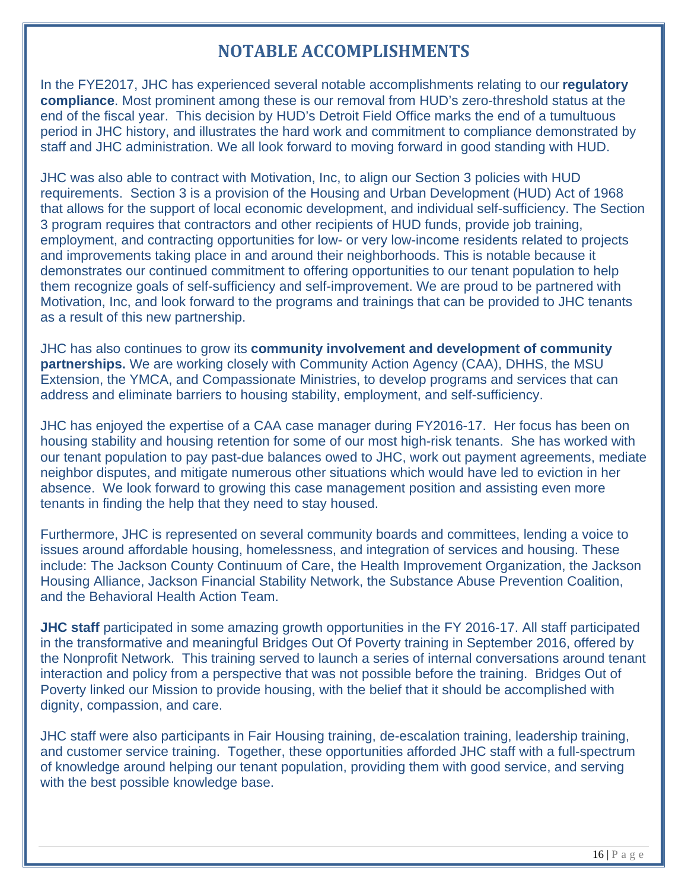# NOTABLE ACCOMPLISHMENTS

In the FYE2017, JHC has experienced several notable accomplishments relating to our **regulatory compliance**. Most prominent among these is our removal from HUD's zero-threshold status at the end of the fiscal year. This decision by HUD's Detroit Field Office marks the end of a tumultuous period in JHC history, and illustrates the hard work and commitment to compliance demonstrated by staff and JHC administration. We all look forward to moving forward in good standing with HUD.

JHC was also able to contract with Motivation, Inc, to align our Section 3 policies with HUD requirements. Section 3 is a provision of the Housing and Urban Development (HUD) Act of 1968 that allows for the support of local economic development, and individual self-sufficiency. The Section 3 program requires that contractors and other recipients of HUD funds, provide job training, employment, and contracting opportunities for low- or very low-income residents related to projects and improvements taking place in and around their neighborhoods. This is notable because it demonstrates our continued commitment to offering opportunities to our tenant population to help them recognize goals of self-sufficiency and self-improvement. We are proud to be partnered with Motivation, Inc, and look forward to the programs and trainings that can be provided to JHC tenants as a result of this new partnership.

JHC has also continues to grow its **community involvement and development of community partnerships.** We are working closely with Community Action Agency (CAA), DHHS, the MSU Extension, the YMCA, and Compassionate Ministries, to develop programs and services that can address and eliminate barriers to housing stability, employment, and self-sufficiency.

JHC has enjoyed the expertise of a CAA case manager during FY2016-17. Her focus has been on housing stability and housing retention for some of our most high-risk tenants. She has worked with our tenant population to pay past-due balances owed to JHC, work out payment agreements, mediate neighbor disputes, and mitigate numerous other situations which would have led to eviction in her absence. We look forward to growing this case management position and assisting even more tenants in finding the help that they need to stay housed.

Furthermore, JHC is represented on several community boards and committees, lending a voice to issues around affordable housing, homelessness, and integration of services and housing. These include: The Jackson County Continuum of Care, the Health Improvement Organization, the Jackson Housing Alliance, Jackson Financial Stability Network, the Substance Abuse Prevention Coalition, and the Behavioral Health Action Team.

**JHC staff** participated in some amazing growth opportunities in the FY 2016-17. All staff participated in the transformative and meaningful Bridges Out Of Poverty training in September 2016, offered by the Nonprofit Network. This training served to launch a series of internal conversations around tenant interaction and policy from a perspective that was not possible before the training. Bridges Out of Poverty linked our Mission to provide housing, with the belief that it should be accomplished with dignity, compassion, and care.

JHC staff were also participants in Fair Housing training, de-escalation training, leadership training, and customer service training. Together, these opportunities afforded JHC staff with a full-spectrum of knowledge around helping our tenant population, providing them with good service, and serving with the best possible knowledge base.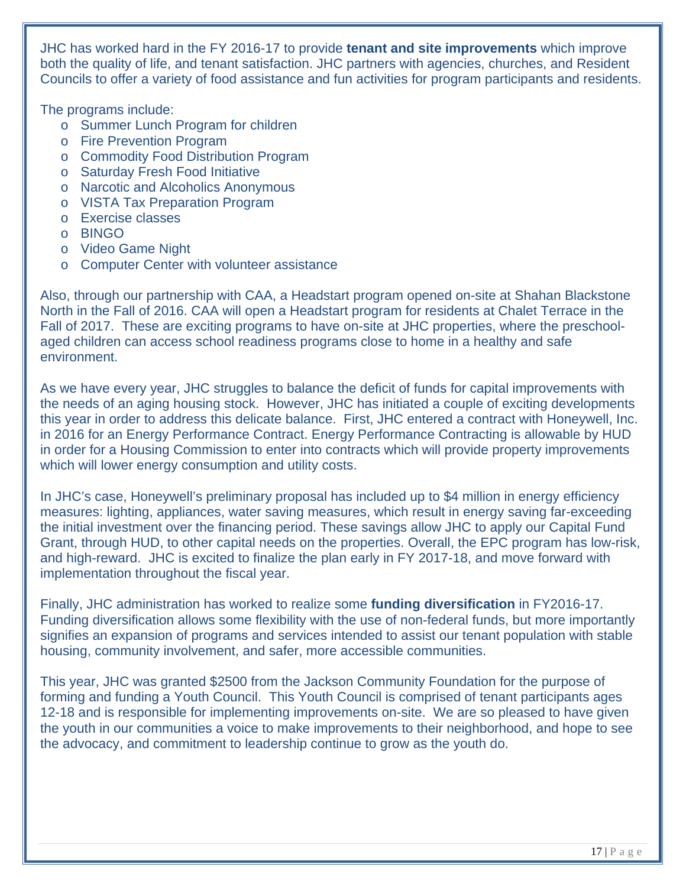JHC has worked hard in the FY 2016-17 to provide **tenant and site improvements** which improve both the quality of life, and tenant satisfaction. JHC partners with agencies, churches, and Resident Councils to offer a variety of food assistance and fun activities for program participants and residents.

The programs include:

- Summer Lunch Program for children
- Fire Prevention Program
- Commodity Food Distribution Program
- Saturday Fresh Food Initiative
- Narcotic and Alcoholics Anonymous
- VISTA Tax Preparation Program
- Exercise classes
- BINGO
- Video Game Night
- Computer Center with volunteer assistance

Also, through our partnership with CAA, a Headstart program opened on-site at Shahan Blackstone North in the Fall of 2016. CAA will open a Headstart program for residents at Chalet Terrace in the Fall of 2017. These are exciting programs to have on-site at JHC properties, where the preschool-aged children can access school readiness programs close to home in a healthy and safe environment.

As we have every year, JHC struggles to balance the deficit of funds for capital improvements with the needs of an aging housing stock. However, JHC has initiated a couple of exciting developments this year in order to address this delicate balance. First, JHC entered a contract with Honeywell, Inc. in 2016 for an Energy Performance Contract. Energy Performance Contracting is allowable by HUD in order for a Housing Commission to enter into contracts which will provide property improvements which will lower energy consumption and utility costs.

In JHC's case, Honeywell's preliminary proposal has included up to $4 million in energy efficiency measures: lighting, appliances, water saving measures, which result in energy saving far-exceeding the initial investment over the financing period. These savings allow JHC to apply our Capital Fund Grant, through HUD, to other capital needs on the properties. Overall, the EPC program has low-risk, and high-reward. JHC is excited to finalize the plan early in FY 2017-18, and move forward with implementation throughout the fiscal year.

Finally, JHC administration has worked to realize some **funding diversification** in FY2016-17. Funding diversification allows some flexibility with the use of non-federal funds, but more importantly signifies an expansion of programs and services intended to assist our tenant population with stable housing, community involvement, and safer, more accessible communities.

This year, JHC was granted $2500 from the Jackson Community Foundation for the purpose of forming and funding a Youth Council. This Youth Council is comprised of tenant participants ages 12-18 and is responsible for implementing improvements on-site. We are so pleased to have given the youth in our communities a voice to make improvements to their neighborhood, and hope to see the advocacy, and commitment to leadership continue to grow as the youth do.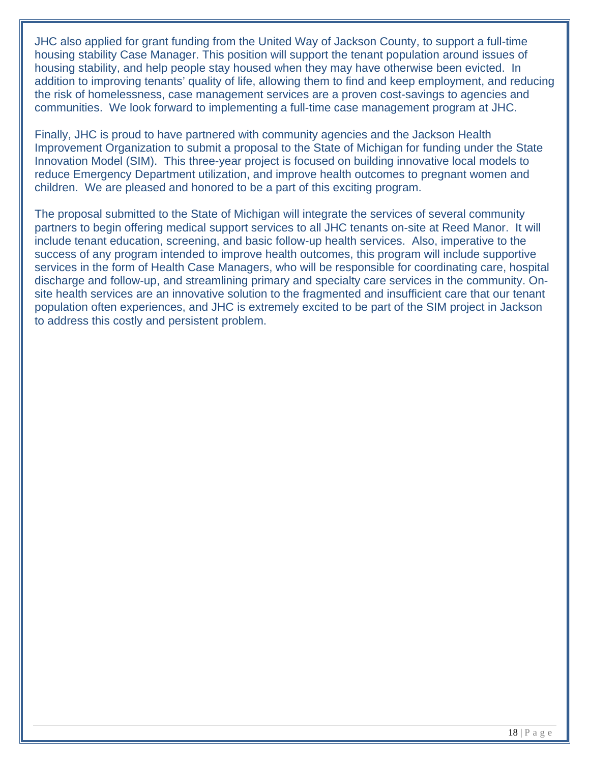JHC also applied for grant funding from the United Way of Jackson County, to support a full-time housing stability Case Manager. This position will support the tenant population around issues of housing stability, and help people stay housed when they may have otherwise been evicted. In addition to improving tenants' quality of life, allowing them to find and keep employment, and reducing the risk of homelessness, case management services are a proven cost-savings to agencies and communities. We look forward to implementing a full-time case management program at JHC.

Finally, JHC is proud to have partnered with community agencies and the Jackson Health Improvement Organization to submit a proposal to the State of Michigan for funding under the State Innovation Model (SIM). This three-year project is focused on building innovative local models to reduce Emergency Department utilization, and improve health outcomes to pregnant women and children. We are pleased and honored to be a part of this exciting program.

The proposal submitted to the State of Michigan will integrate the services of several community partners to begin offering medical support services to all JHC tenants on-site at Reed Manor. It will include tenant education, screening, and basic follow-up health services. Also, imperative to the success of any program intended to improve health outcomes, this program will include supportive services in the form of Health Case Managers, who will be responsible for coordinating care, hospital discharge and follow-up, and streamlining primary and specialty care services in the community. On-site health services are an innovative solution to the fragmented and insufficient care that our tenant population often experiences, and JHC is extremely excited to be part of the SIM project in Jackson to address this costly and persistent problem.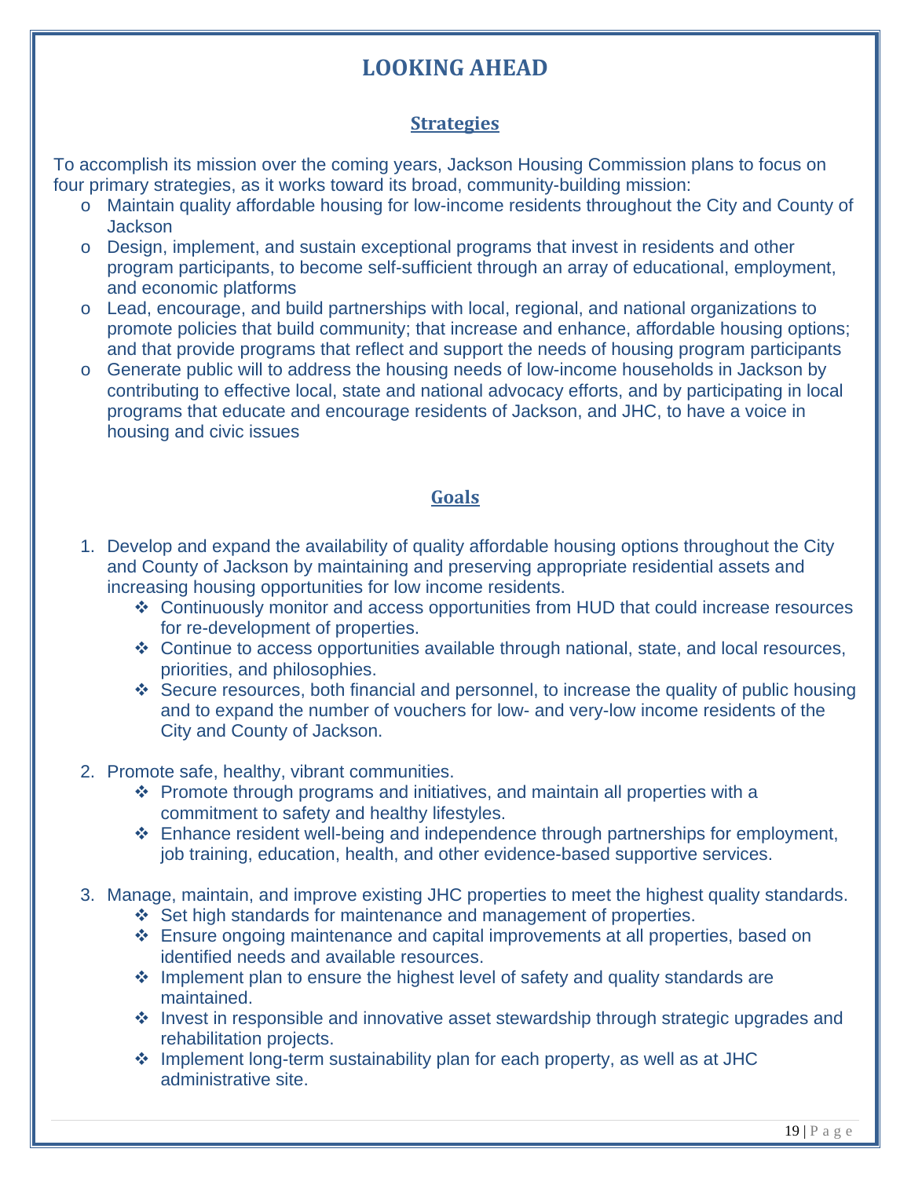# LOOKING AHEAD

## Strategies

To accomplish its mission over the coming years, Jackson Housing Commission plans to focus on four primary strategies, as it works toward its broad, community-building mission:

- Maintain quality affordable housing for low-income residents throughout the City and County of Jackson
- Design, implement, and sustain exceptional programs that invest in residents and other program participants, to become self-sufficient through an array of educational, employment, and economic platforms
- Lead, encourage, and build partnerships with local, regional, and national organizations to promote policies that build community; that increase and enhance, affordable housing options; and that provide programs that reflect and support the needs of housing program participants
- Generate public will to address the housing needs of low-income households in Jackson by contributing to effective local, state and national advocacy efforts, and by participating in local programs that educate and encourage residents of Jackson, and JHC, to have a voice in housing and civic issues

## Goals

1. Develop and expand the availability of quality affordable housing options throughout the City and County of Jackson by maintaining and preserving appropriate residential assets and increasing housing opportunities for low income residents.
   - Continuously monitor and access opportunities from HUD that could increase resources for re-development of properties.
   - Continue to access opportunities available through national, state, and local resources, priorities, and philosophies.
   - Secure resources, both financial and personnel, to increase the quality of public housing and to expand the number of vouchers for low- and very-low income residents of the City and County of Jackson.

2. Promote safe, healthy, vibrant communities.
   - Promote through programs and initiatives, and maintain all properties with a commitment to safety and healthy lifestyles.
   - Enhance resident well-being and independence through partnerships for employment, job training, education, health, and other evidence-based supportive services.

3. Manage, maintain, and improve existing JHC properties to meet the highest quality standards.
   - Set high standards for maintenance and management of properties.
   - Ensure ongoing maintenance and capital improvements at all properties, based on identified needs and available resources.
   - Implement plan to ensure the highest level of safety and quality standards are maintained.
   - Invest in responsible and innovative asset stewardship through strategic upgrades and rehabilitation projects.
   - Implement long-term sustainability plan for each property, as well as at JHC administrative site.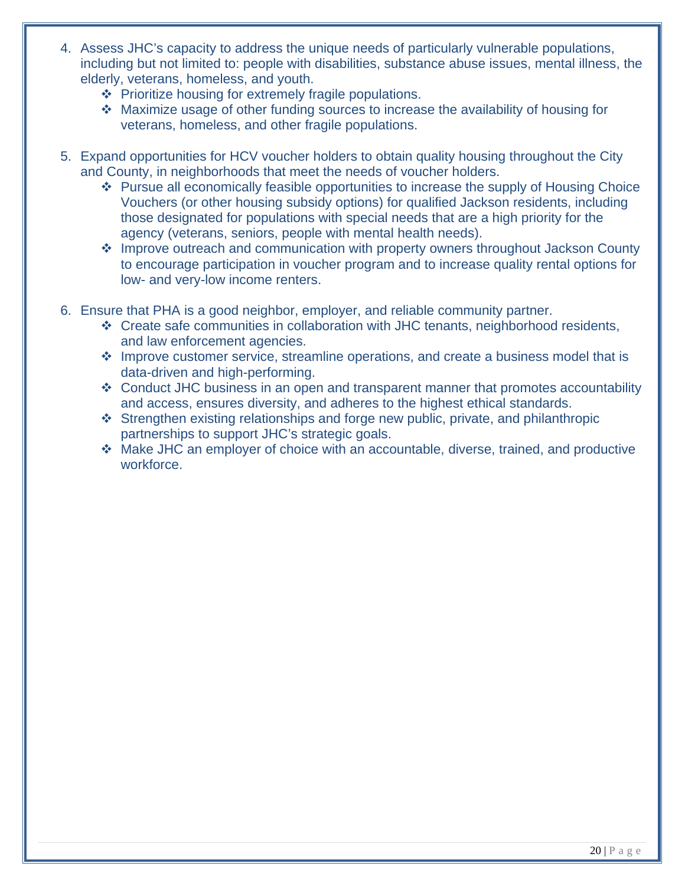4. Assess JHC's capacity to address the unique needs of particularly vulnerable populations, including but not limited to: people with disabilities, substance abuse issues, mental illness, the elderly, veterans, homeless, and youth.
   - ❖ Prioritize housing for extremely fragile populations.
   - ❖ Maximize usage of other funding sources to increase the availability of housing for veterans, homeless, and other fragile populations.

5. Expand opportunities for HCV voucher holders to obtain quality housing throughout the City and County, in neighborhoods that meet the needs of voucher holders.
   - ❖ Pursue all economically feasible opportunities to increase the supply of Housing Choice Vouchers (or other housing subsidy options) for qualified Jackson residents, including those designated for populations with special needs that are a high priority for the agency (veterans, seniors, people with mental health needs).
   - ❖ Improve outreach and communication with property owners throughout Jackson County to encourage participation in voucher program and to increase quality rental options for low- and very-low income renters.

6. Ensure that PHA is a good neighbor, employer, and reliable community partner.
   - ❖ Create safe communities in collaboration with JHC tenants, neighborhood residents, and law enforcement agencies.
   - ❖ Improve customer service, streamline operations, and create a business model that is data-driven and high-performing.
   - ❖ Conduct JHC business in an open and transparent manner that promotes accountability and access, ensures diversity, and adheres to the highest ethical standards.
   - ❖ Strengthen existing relationships and forge new public, private, and philanthropic partnerships to support JHC's strategic goals.
   - ❖ Make JHC an employer of choice with an accountable, diverse, trained, and productive workforce.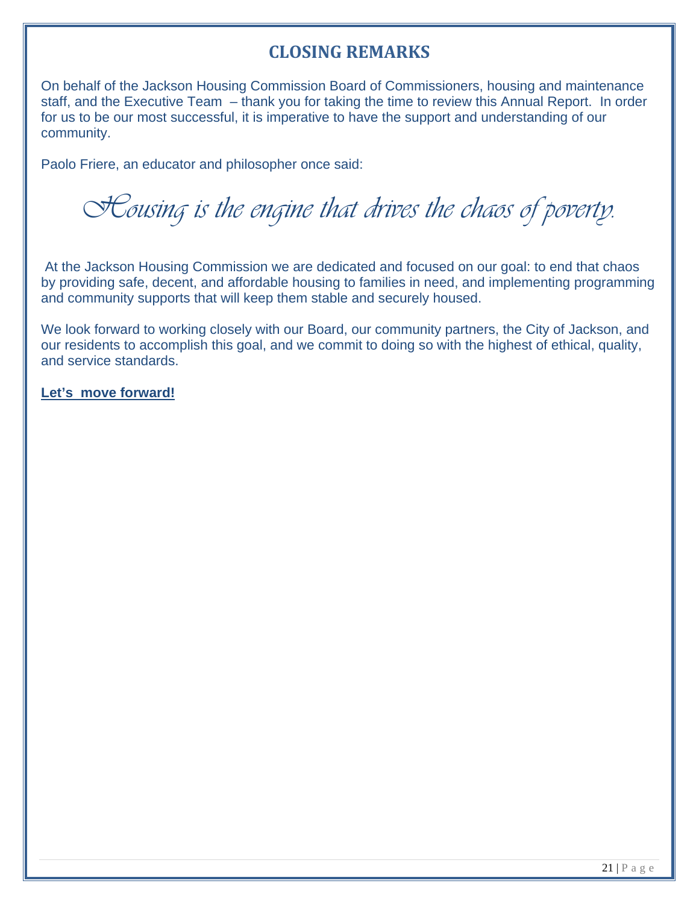## CLOSING REMARKS

On behalf of the Jackson Housing Commission Board of Commissioners, housing and maintenance staff, and the Executive Team – thank you for taking the time to review this Annual Report. In order for us to be our most successful, it is imperative to have the support and understanding of our community.

Paolo Friere, an educator and philosopher once said:

*Housing is the engine that drives the chaos of poverty.*

At the Jackson Housing Commission we are dedicated and focused on our goal: to end that chaos by providing safe, decent, and affordable housing to families in need, and implementing programming and community supports that will keep them stable and securely housed.

We look forward to working closely with our Board, our community partners, the City of Jackson, and our residents to accomplish this goal, and we commit to doing so with the highest of ethical, quality, and service standards.

**Let's move forward!**